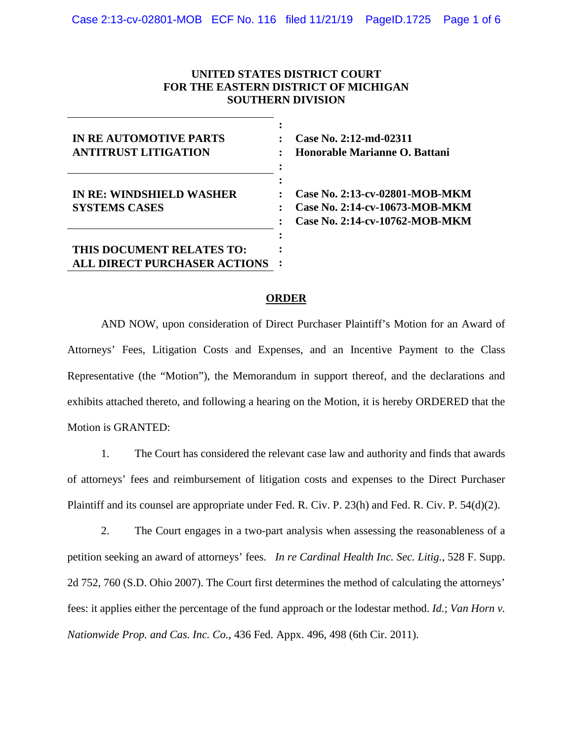**UNITED STATES DISTRICT COURT**
**FOR THE EASTERN DISTRICT OF MICHIGAN**
**SOUTHERN DIVISION**

| | | |
|---|---|---|
| **IN RE AUTOMOTIVE PARTS ANTITRUST LITIGATION** | : | **Case No. 2:12-md-02311** **Honorable Marianne O. Battani** |
| **IN RE: WINDSHIELD WASHER SYSTEMS CASES** | : | **Case No. 2:13-cv-02801-MOB-MKM** **Case No. 2:14-cv-10673-MOB-MKM** **Case No. 2:14-cv-10762-MOB-MKM** |
| **THIS DOCUMENT RELATES TO: ALL DIRECT PURCHASER ACTIONS** | : | |

**ORDER**

AND NOW, upon consideration of Direct Purchaser Plaintiff's Motion for an Award of Attorneys' Fees, Litigation Costs and Expenses, and an Incentive Payment to the Class Representative (the "Motion"), the Memorandum in support thereof, and the declarations and exhibits attached thereto, and following a hearing on the Motion, it is hereby ORDERED that the Motion is GRANTED:

1. The Court has considered the relevant case law and authority and finds that awards of attorneys' fees and reimbursement of litigation costs and expenses to the Direct Purchaser Plaintiff and its counsel are appropriate under Fed. R. Civ. P. 23(h) and Fed. R. Civ. P. 54(d)(2).

2. The Court engages in a two-part analysis when assessing the reasonableness of a petition seeking an award of attorneys' fees. *In re Cardinal Health Inc. Sec. Litig.*, 528 F. Supp. 2d 752, 760 (S.D. Ohio 2007). The Court first determines the method of calculating the attorneys' fees: it applies either the percentage of the fund approach or the lodestar method. *Id.*; *Van Horn v. Nationwide Prop. and Cas. Inc. Co.*, 436 Fed. Appx. 496, 498 (6th Cir. 2011).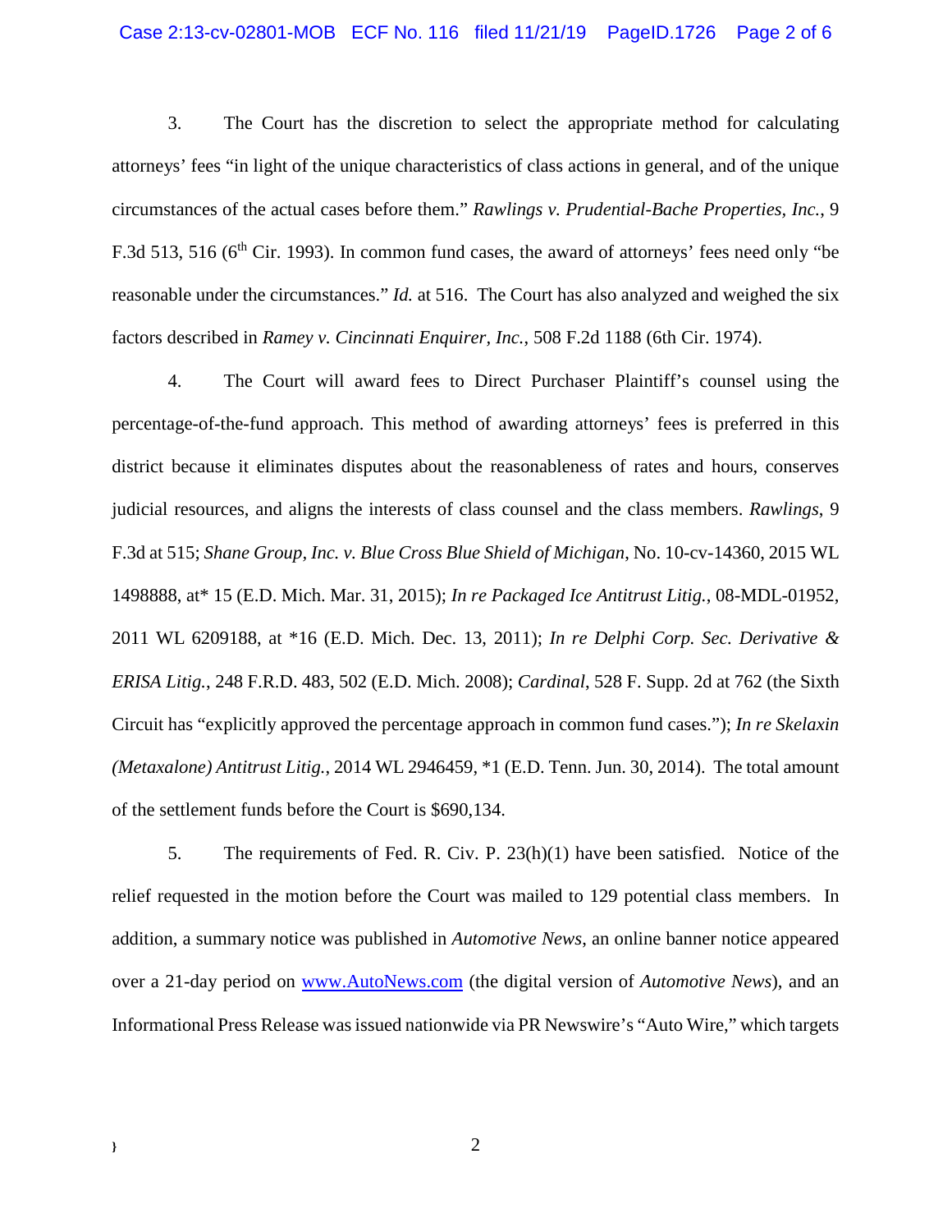3. The Court has the discretion to select the appropriate method for calculating attorneys' fees "in light of the unique characteristics of class actions in general, and of the unique circumstances of the actual cases before them." *Rawlings v. Prudential-Bache Properties, Inc.*, 9 F.3d 513, 516 (6th Cir. 1993). In common fund cases, the award of attorneys' fees need only "be reasonable under the circumstances." *Id.* at 516. The Court has also analyzed and weighed the six factors described in *Ramey v. Cincinnati Enquirer, Inc.*, 508 F.2d 1188 (6th Cir. 1974).

4. The Court will award fees to Direct Purchaser Plaintiff's counsel using the percentage-of-the-fund approach. This method of awarding attorneys' fees is preferred in this district because it eliminates disputes about the reasonableness of rates and hours, conserves judicial resources, and aligns the interests of class counsel and the class members. *Rawlings*, 9 F.3d at 515; *Shane Group, Inc. v. Blue Cross Blue Shield of Michigan*, No. 10-cv-14360, 2015 WL 1498888, at* 15 (E.D. Mich. Mar. 31, 2015); *In re Packaged Ice Antitrust Litig.*, 08-MDL-01952, 2011 WL 6209188, at *16 (E.D. Mich. Dec. 13, 2011); *In re Delphi Corp. Sec. Derivative & ERISA Litig.*, 248 F.R.D. 483, 502 (E.D. Mich. 2008); *Cardinal*, 528 F. Supp. 2d at 762 (the Sixth Circuit has "explicitly approved the percentage approach in common fund cases."); *In re Skelaxin (Metaxalone) Antitrust Litig.*, 2014 WL 2946459, *1 (E.D. Tenn. Jun. 30, 2014). The total amount of the settlement funds before the Court is $690,134.

5. The requirements of Fed. R. Civ. P. 23(h)(1) have been satisfied. Notice of the relief requested in the motion before the Court was mailed to 129 potential class members. In addition, a summary notice was published in *Automotive News*, an online banner notice appeared over a 21-day period on www.AutoNews.com (the digital version of *Automotive News*), and an Informational Press Release was issued nationwide via PR Newswire's "Auto Wire," which targets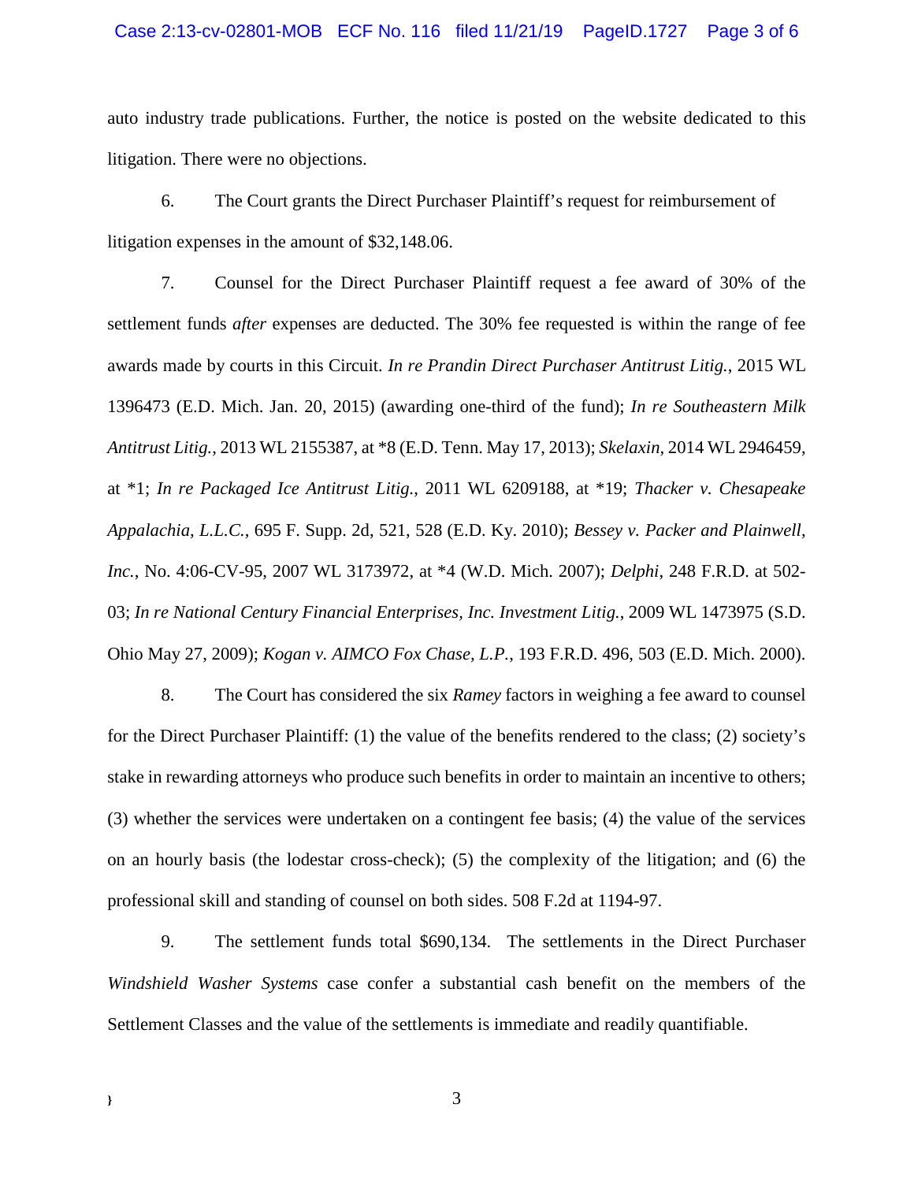auto industry trade publications. Further, the notice is posted on the website dedicated to this litigation. There were no objections.

6. The Court grants the Direct Purchaser Plaintiff's request for reimbursement of litigation expenses in the amount of $32,148.06.

7. Counsel for the Direct Purchaser Plaintiff request a fee award of 30% of the settlement funds *after* expenses are deducted. The 30% fee requested is within the range of fee awards made by courts in this Circuit. *In re Prandin Direct Purchaser Antitrust Litig.*, 2015 WL 1396473 (E.D. Mich. Jan. 20, 2015) (awarding one-third of the fund); *In re Southeastern Milk Antitrust Litig.*, 2013 WL 2155387, at *8 (E.D. Tenn. May 17, 2013); *Skelaxin*, 2014 WL 2946459, at *1; *In re Packaged Ice Antitrust Litig.*, 2011 WL 6209188, at *19; *Thacker v. Chesapeake Appalachia, L.L.C.*, 695 F. Supp. 2d, 521, 528 (E.D. Ky. 2010); *Bessey v. Packer and Plainwell, Inc.*, No. 4:06-CV-95, 2007 WL 3173972, at *4 (W.D. Mich. 2007); *Delphi*, 248 F.R.D. at 502-03; *In re National Century Financial Enterprises, Inc. Investment Litig.*, 2009 WL 1473975 (S.D. Ohio May 27, 2009); *Kogan v. AIMCO Fox Chase, L.P.*, 193 F.R.D. 496, 503 (E.D. Mich. 2000).

8. The Court has considered the six *Ramey* factors in weighing a fee award to counsel for the Direct Purchaser Plaintiff: (1) the value of the benefits rendered to the class; (2) society's stake in rewarding attorneys who produce such benefits in order to maintain an incentive to others; (3) whether the services were undertaken on a contingent fee basis; (4) the value of the services on an hourly basis (the lodestar cross-check); (5) the complexity of the litigation; and (6) the professional skill and standing of counsel on both sides. 508 F.2d at 1194-97.

9. The settlement funds total $690,134. The settlements in the Direct Purchaser *Windshield Washer Systems* case confer a substantial cash benefit on the members of the Settlement Classes and the value of the settlements is immediate and readily quantifiable.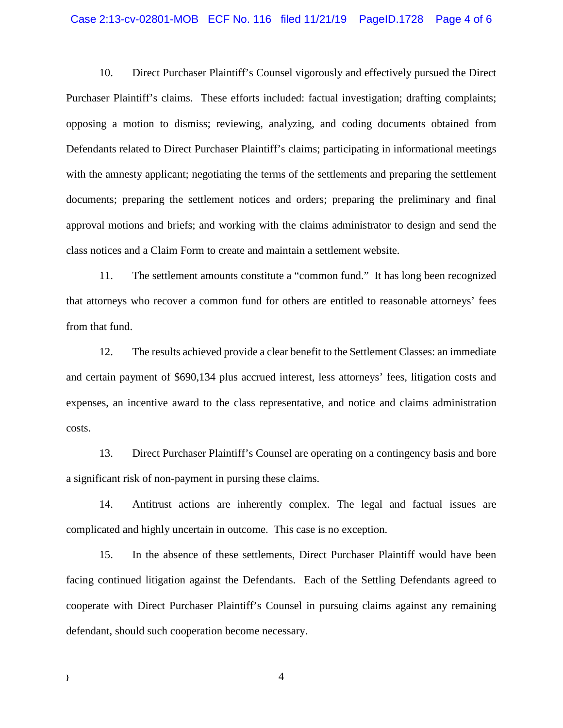10. Direct Purchaser Plaintiff's Counsel vigorously and effectively pursued the Direct Purchaser Plaintiff's claims. These efforts included: factual investigation; drafting complaints; opposing a motion to dismiss; reviewing, analyzing, and coding documents obtained from Defendants related to Direct Purchaser Plaintiff's claims; participating in informational meetings with the amnesty applicant; negotiating the terms of the settlements and preparing the settlement documents; preparing the settlement notices and orders; preparing the preliminary and final approval motions and briefs; and working with the claims administrator to design and send the class notices and a Claim Form to create and maintain a settlement website.

11. The settlement amounts constitute a "common fund." It has long been recognized that attorneys who recover a common fund for others are entitled to reasonable attorneys' fees from that fund.

12. The results achieved provide a clear benefit to the Settlement Classes: an immediate and certain payment of $690,134 plus accrued interest, less attorneys' fees, litigation costs and expenses, an incentive award to the class representative, and notice and claims administration costs.

13. Direct Purchaser Plaintiff's Counsel are operating on a contingency basis and bore a significant risk of non-payment in pursuing these claims.

14. Antitrust actions are inherently complex. The legal and factual issues are complicated and highly uncertain in outcome. This case is no exception.

15. In the absence of these settlements, Direct Purchaser Plaintiff would have been facing continued litigation against the Defendants. Each of the Settling Defendants agreed to cooperate with Direct Purchaser Plaintiff's Counsel in pursuing claims against any remaining defendant, should such cooperation become necessary.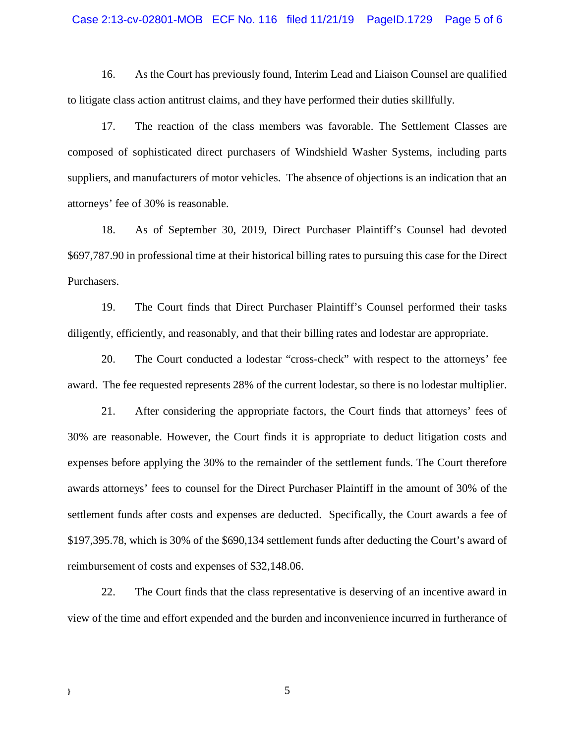16. As the Court has previously found, Interim Lead and Liaison Counsel are qualified to litigate class action antitrust claims, and they have performed their duties skillfully.

17. The reaction of the class members was favorable. The Settlement Classes are composed of sophisticated direct purchasers of Windshield Washer Systems, including parts suppliers, and manufacturers of motor vehicles. The absence of objections is an indication that an attorneys' fee of 30% is reasonable.

18. As of September 30, 2019, Direct Purchaser Plaintiff's Counsel had devoted $697,787.90 in professional time at their historical billing rates to pursuing this case for the Direct Purchasers.

19. The Court finds that Direct Purchaser Plaintiff's Counsel performed their tasks diligently, efficiently, and reasonably, and that their billing rates and lodestar are appropriate.

20. The Court conducted a lodestar "cross-check" with respect to the attorneys' fee award. The fee requested represents 28% of the current lodestar, so there is no lodestar multiplier.

21. After considering the appropriate factors, the Court finds that attorneys' fees of 30% are reasonable. However, the Court finds it is appropriate to deduct litigation costs and expenses before applying the 30% to the remainder of the settlement funds. The Court therefore awards attorneys' fees to counsel for the Direct Purchaser Plaintiff in the amount of 30% of the settlement funds after costs and expenses are deducted. Specifically, the Court awards a fee of $197,395.78, which is 30% of the $690,134 settlement funds after deducting the Court's award of reimbursement of costs and expenses of $32,148.06.

22. The Court finds that the class representative is deserving of an incentive award in view of the time and effort expended and the burden and inconvenience incurred in furtherance of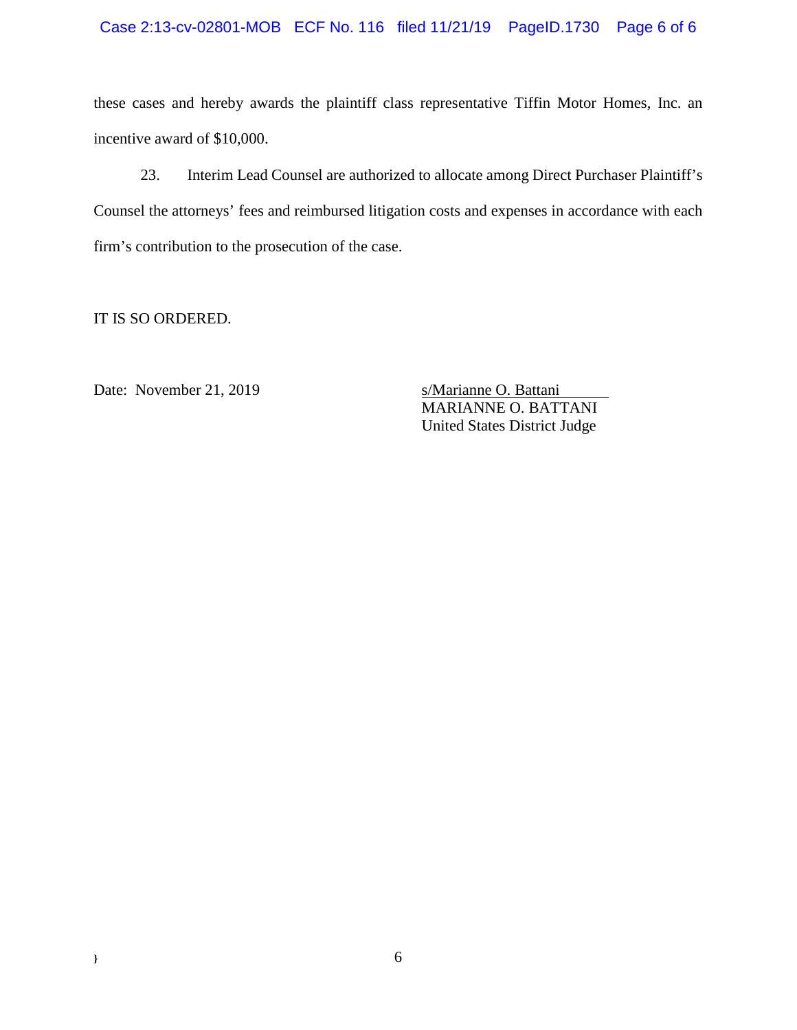these cases and hereby awards the plaintiff class representative Tiffin Motor Homes, Inc. an incentive award of $10,000.

23. Interim Lead Counsel are authorized to allocate among Direct Purchaser Plaintiff's Counsel the attorneys' fees and reimbursed litigation costs and expenses in accordance with each firm's contribution to the prosecution of the case.

IT IS SO ORDERED.

Date: November 21, 2019

s/Marianne O. Battani
MARIANNE O. BATTANI
United States District Judge